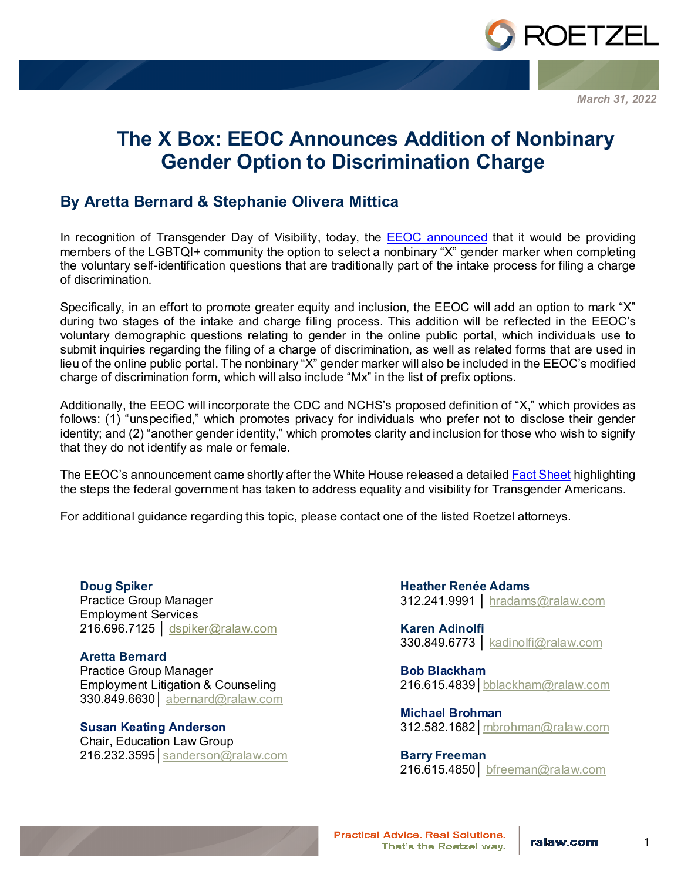March 31, 2022

# The X Box: EEOC Announces Addition of Nonbinary Gender Option to Discrimination Charge

## By Aretta Bernard & Stephanie Olivera Mittica

In recognition of Transgender Day of Visibility, today, the EEOC announced that it would be providing members of the LGBTQI+ community the option to select a nonbinary "X" gender marker when completing the voluntary self-identification questions that are traditionally part of the intake process for filing a charge of discrimination.

Specifically, in an effort to promote greater equity and inclusion, the EEOC will add an option to mark "X" during two stages of the intake and charge filing process. This addition will be reflected in the EEOC's voluntary demographic questions relating to gender in the online public portal, which individuals use to submit inquiries regarding the filing of a charge of discrimination, as well as related forms that are used in lieu of the online public portal. The nonbinary "X" gender marker will also be included in the EEOC's modified charge of discrimination form, which will also include "Mx" in the list of prefix options.

Additionally, the EEOC will incorporate the CDC and NCHS's proposed definition of "X," which provides as follows: (1) "unspecified," which promotes privacy for individuals who prefer not to disclose their gender identity; and (2) "another gender identity," which promotes clarity and inclusion for those who wish to signify that they do not identify as male or female.

The EEOC's announcement came shortly after the White House released a detailed Fact Sheet highlighting the steps the federal government has taken to address equality and visibility for Transgender Americans.

For additional guidance regarding this topic, please contact one of the listed Roetzel attorneys.

**Doug Spiker**
Practice Group Manager
Employment Services
216.696.7125 | dspiker@ralaw.com

**Aretta Bernard**
Practice Group Manager
Employment Litigation & Counseling
330.849.6630 | abernard@ralaw.com

**Susan Keating Anderson**
Chair, Education Law Group
216.232.3595 | sanderson@ralaw.com

**Heather Renée Adams**
312.241.9991 | hradams@ralaw.com

**Karen Adinolfi**
330.849.6773 | kadinolfi@ralaw.com

**Bob Blackham**
216.615.4839 | bblackham@ralaw.com

**Michael Brohman**
312.582.1682 | mbrohman@ralaw.com

**Barry Freeman**
216.615.4850 | bfreeman@ralaw.com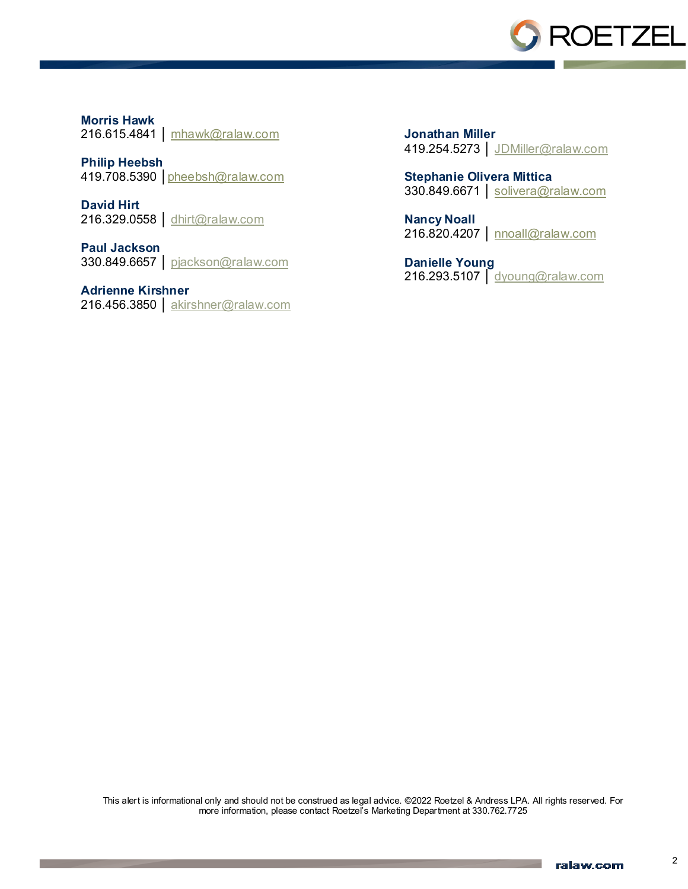**Morris Hawk**
216.615.4841 | mhawk@ralaw.com

**Philip Heebsh**
419.708.5390 | pheebsh@ralaw.com

**David Hirt**
216.329.0558 | dhirt@ralaw.com

**Paul Jackson**
330.849.6657 | pjackson@ralaw.com

**Adrienne Kirshner**
216.456.3850 | akirshner@ralaw.com

**Jonathan Miller**
419.254.5273 | JDMiller@ralaw.com

**Stephanie Olivera Mittica**
330.849.6671 | solivera@ralaw.com

**Nancy Noall**
216.820.4207 | nnoall@ralaw.com

**Danielle Young**
216.293.5107 | dyoung@ralaw.com

This alert is informational only and should not be construed as legal advice. ©2022 Roetzel & Andress LPA. All rights reserved. For more information, please contact Roetzel's Marketing Department at 330.762.7725